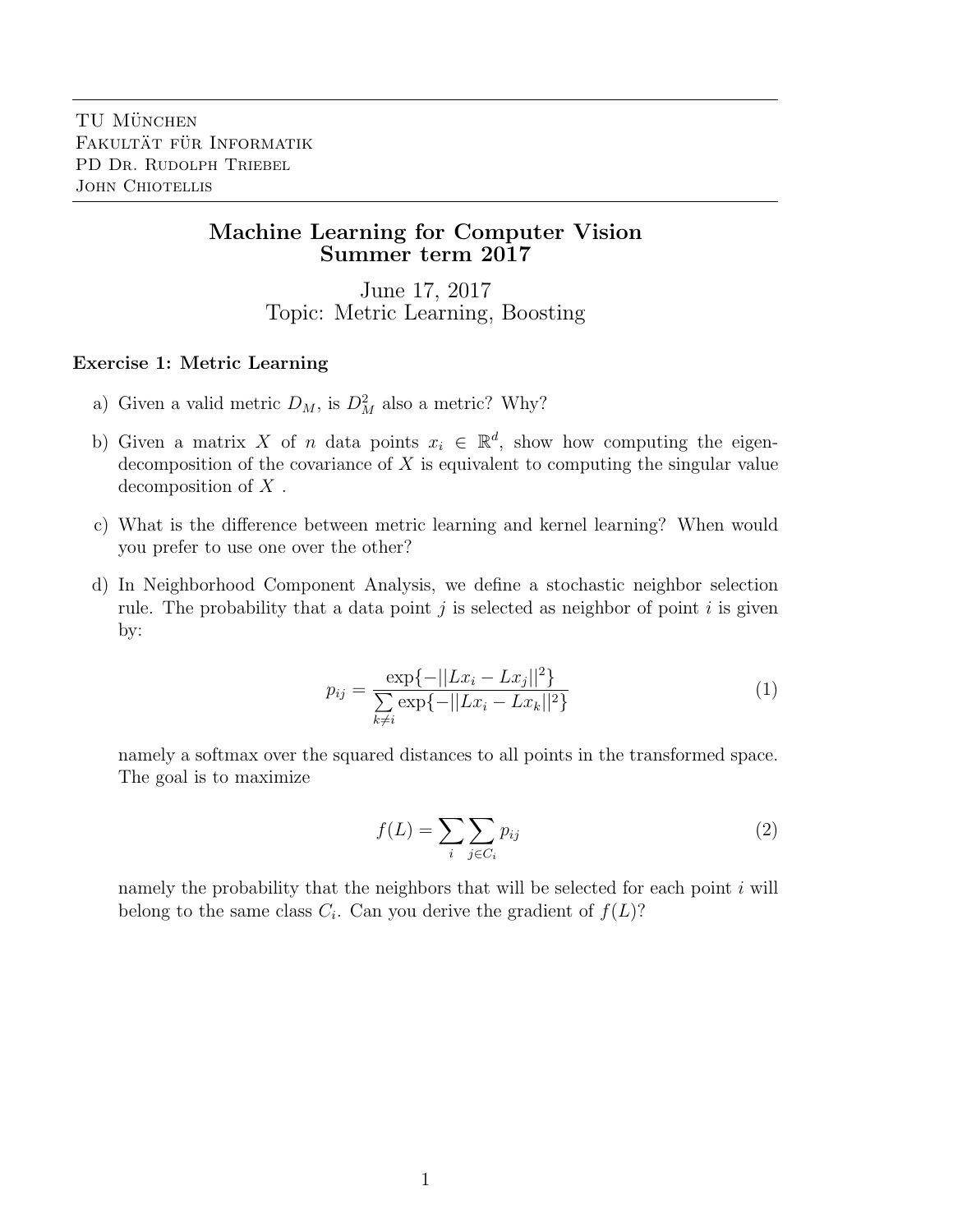TU München
Fakultät für Informatik
PD Dr. Rudolph Triebel
John Chiotellis

# Machine Learning for Computer Vision
# Summer term 2017

June 17, 2017
Topic: Metric Learning, Boosting

### Exercise 1: Metric Learning

a) Given a valid metric $D_M$, is $D_M^2$ also a metric? Why?

b) Given a matrix $X$ of $n$ data points $x_i \in \mathbb{R}^d$, show how computing the eigen-decomposition of the covariance of $X$ is equivalent to computing the singular value decomposition of $X$ .

c) What is the difference between metric learning and kernel learning? When would you prefer to use one over the other?

d) In Neighborhood Component Analysis, we define a stochastic neighbor selection rule. The probability that a data point $j$ is selected as neighbor of point $i$ is given by:

$$p_{ij} = \frac{\exp\{-||Lx_i - Lx_j||^2\}}{\sum\limits_{k \neq i} \exp\{-||Lx_i - Lx_k||^2\}} \tag{1}$$

namely a softmax over the squared distances to all points in the transformed space. The goal is to maximize

$$f(L) = \sum_i \sum_{j \in C_i} p_{ij} \tag{2}$$

namely the probability that the neighbors that will be selected for each point $i$ will belong to the same class $C_i$. Can you derive the gradient of $f(L)$?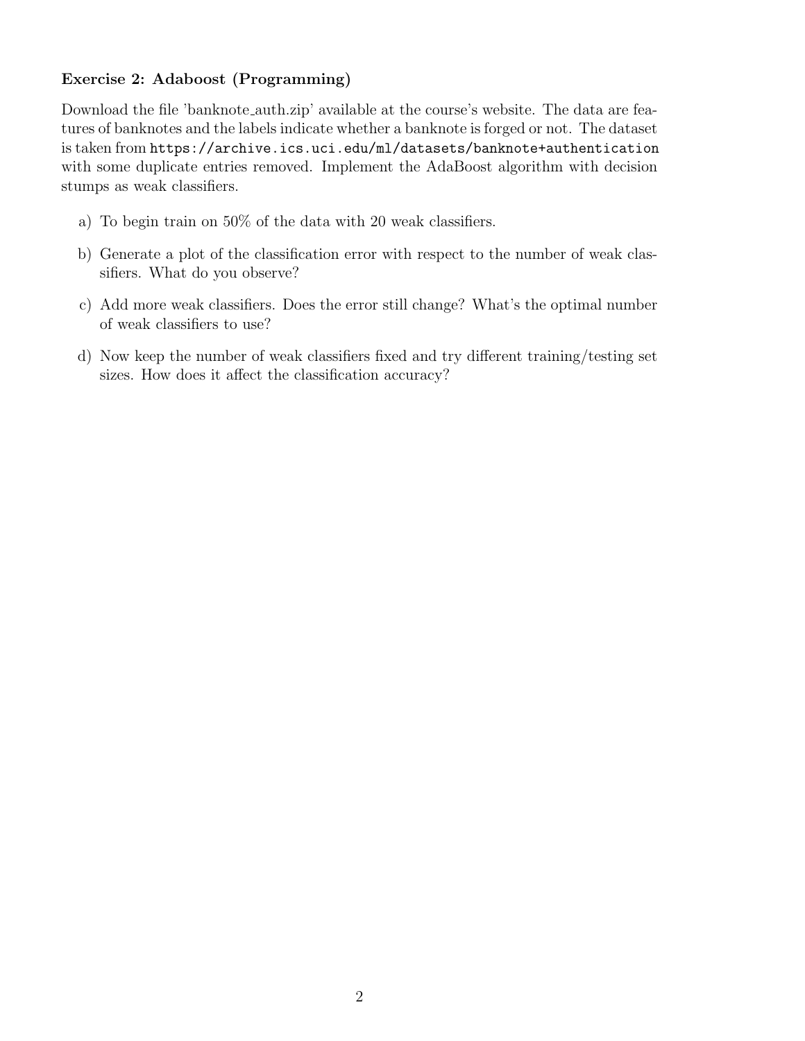**Exercise 2: Adaboost (Programming)**

Download the file 'banknote_auth.zip' available at the course's website. The data are features of banknotes and the labels indicate whether a banknote is forged or not. The dataset is taken from `https://archive.ics.uci.edu/ml/datasets/banknote+authentication` with some duplicate entries removed. Implement the AdaBoost algorithm with decision stumps as weak classifiers.

a) To begin train on 50% of the data with 20 weak classifiers.

b) Generate a plot of the classification error with respect to the number of weak classifiers. What do you observe?

c) Add more weak classifiers. Does the error still change? What's the optimal number of weak classifiers to use?

d) Now keep the number of weak classifiers fixed and try different training/testing set sizes. How does it affect the classification accuracy?